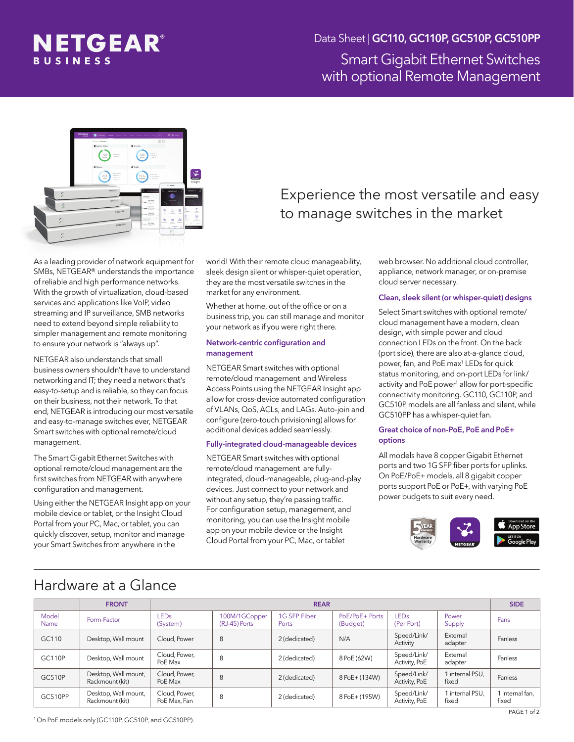# NETGEAR BUSINESS

Data Sheet | **GC110, GC110P, GC510P, GC510PP**

Smart Gigabit Ethernet Switches with optional Remote Management

## Experience the most versatile and easy to manage switches in the market

As a leading provider of network equipment for SMBs, NETGEAR® understands the importance of reliable and high performance networks. With the growth of virtualization, cloud-based services and applications like VoIP, video streaming and IP surveillance, SMB networks need to extend beyond simple reliability to simpler management and remote monitoring to ensure your network is "always up".

NETGEAR also understands that small business owners shouldn't have to understand networking and IT; they need a network that's easy-to-setup and is reliable, so they can focus on their business, not their network. To that end, NETGEAR is introducing our most versatile and easy-to-manage switches ever, NETGEAR Smart switches with optional remote/cloud management.

The Smart Gigabit Ethernet Switches with optional remote/cloud management are the first switches from NETGEAR with anywhere configuration and management.

Using either the NETGEAR Insight app on your mobile device or tablet, or the Insight Cloud Portal from your PC, Mac, or tablet, you can quickly discover, setup, monitor and manage your Smart Switches from anywhere in the world! With their remote cloud manageability, sleek design silent or whisper-quiet operation, they are the most versatile switches in the market for any environment.

Whether at home, out of the office or on a business trip, you can still manage and monitor your network as if you were right there.

### Network-centric configuration and management

NETGEAR Smart switches with optional remote/cloud management and Wireless Access Points using the NETGEAR Insight app allow for cross-device automated configuration of VLANs, QoS, ACLs, and LAGs. Auto-join and configure (zero-touch provisioning) allows for additional devices added seamlessly.

### Fully-integrated cloud-manageable devices

NETGEAR Smart switches with optional remote/cloud management are fully-integrated, cloud-manageable, plug-and-play devices. Just connect to your network and without any setup, they're passing traffic. For configuration setup, management, and monitoring, you can use the Insight mobile app on your mobile device or the Insight Cloud Portal from your PC, Mac, or tablet web browser. No additional cloud controller, appliance, network manager, or on-premise cloud server necessary.

### Clean, sleek silent (or whisper-quiet) designs

Select Smart switches with optional remote/cloud management have a modern, clean design, with simple power and cloud connection LEDs on the front. On the back (port side), there are also at-a-glance cloud, power, fan, and PoE max[1] LEDs for quick status monitoring, and on-port LEDs for link/activity and PoE power[1] allow for port-specific connectivity monitoring. GC110, GC110P, and GC510P models are all fanless and silent, while GC510PP has a whisper-quiet fan.

### Great choice of non-PoE, PoE and PoE+ options

All models have 8 copper Gigabit Ethernet ports and two 1G SFP fiber ports for uplinks. On PoE/PoE+ models, all 8 gigabit copper ports support PoE or PoE+, with varying PoE power budgets to suit every need.

## Hardware at a Glance

| | FRONT | | REAR | | | | | | SIDE |
|---|---|---|---|---|---|---|---|---|---|
| Model Name | Form-Factor | LEDs (System) | 100M/1GCopper (RJ-45) Ports | 1G SFP Fiber Ports | PoE/PoE+ Ports (Budget) | LEDs (Per Port) | Power Supply | Fans |
| GC110 | Desktop, Wall mount | Cloud, Power | 8 | 2 (dedicated) | N/A | Speed/Link/Activity | External adapter | Fanless |
| GC110P | Desktop, Wall mount | Cloud, Power, PoE Max | 8 | 2 (dedicated) | 8 PoE (62W) | Speed/Link/Activity, PoE | External adapter | Fanless |
| GC510P | Desktop, Wall mount, Rackmount (kit) | Cloud, Power, PoE Max | 8 | 2 (dedicated) | 8 PoE+ (134W) | Speed/Link/Activity, PoE | 1 internal PSU, fixed | Fanless |
| GC510PP | Desktop, Wall mount, Rackmount (kit) | Cloud, Power, PoE Max, Fan | 8 | 2 (dedicated) | 8 PoE+ (195W) | Speed/Link/Activity, PoE | 1 internal PSU, fixed | 1 internal fan, fixed |

[1] On PoE models only (GC110P, GC510P, and GC510PP).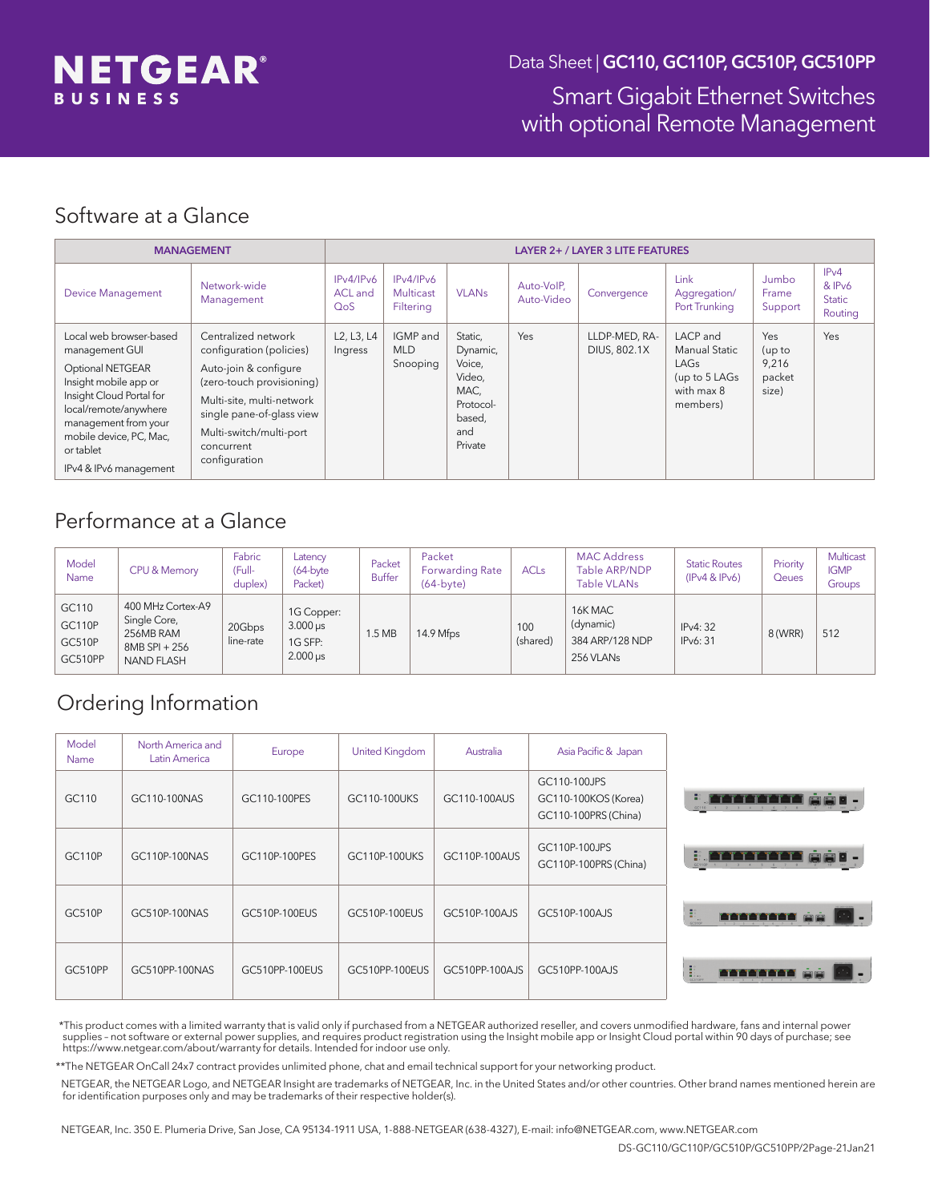NETGEAR® BUSINESS

Data Sheet | **GC110, GC110P, GC510P, GC510PP**

Smart Gigabit Ethernet Switches with optional Remote Management

## Software at a Glance

| MANAGEMENT | | LAYER 2+ / LAYER 3 LITE FEATURES | | | | | | | |
|---|---|---|---|---|---|---|---|---|---|
| Device Management | Network-wide Management | IPv4/IPv6 ACL and QoS | IPv4/IPv6 Multicast Filtering | VLANs | Auto-VoIP, Auto-Video | Convergence | Link Aggregation/ Port Trunking | Jumbo Frame Support | IPv4 & IPv6 Static Routing |
| Local web browser-based management GUI<br>Optional NETGEAR Insight mobile app or Insight Cloud Portal for local/remote/anywhere management from your mobile device, PC, Mac, or tablet<br>IPv4 & IPv6 management | Centralized network configuration (policies)<br>Auto-join & configure (zero-touch provisioning)<br>Multi-site, multi-network single pane-of-glass view<br>Multi-switch/multi-port concurrent configuration | L2, L3, L4 Ingress | IGMP and MLD Snooping | Static, Dynamic, Voice, Video, MAC, Protocol-based, and Private | Yes | LLDP-MED, RA-DIUS, 802.1X | LACP and Manual Static LAGs (up to 5 LAGs with max 8 members) | Yes (up to 9,216 packet size) | Yes |

## Performance at a Glance

| Model Name | CPU & Memory | Fabric (Full-duplex) | Latency (64-byte Packet) | Packet Buffer | Packet Forwarding Rate (64-byte) | ACLs | MAC Address Table ARP/NDP Table VLANs | Static Routes (IPv4 & IPv6) | Priority Qeues | Multicast IGMP Groups |
|---|---|---|---|---|---|---|---|---|---|---|
| GC110<br>GC110P<br>GC510P<br>GC510PP | 400 MHz Cortex-A9 Single Core, 256MB RAM 8MB SPI + 256 NAND FLASH | 20Gbps line-rate | 1G Copper: 3.000 µs<br>1G SFP: 2.000 µs | 1.5 MB | 14.9 Mfps | 100 (shared) | 16K MAC (dynamic)<br>384 ARP/128 NDP<br>256 VLANs | IPv4: 32<br>IPv6: 31 | 8 (WRR) | 512 |

## Ordering Information

| Model Name | North America and Latin America | Europe | United Kingdom | Australia | Asia Pacific & Japan |
|---|---|---|---|---|---|
| GC110 | GC110-100NAS | GC110-100PES | GC110-100UKS | GC110-100AUS | GC110-100JPS<br>GC110-100KOS (Korea)<br>GC110-100PRS (China) |
| GC110P | GC110P-100NAS | GC110P-100PES | GC110P-100UKS | GC110P-100AUS | GC110P-100JPS<br>GC110P-100PRS (China) |
| GC510P | GC510P-100NAS | GC510P-100EUS | GC510P-100EUS | GC510P-100AJS | GC510P-100AJS |
| GC510PP | GC510PP-100NAS | GC510PP-100EUS | GC510PP-100EUS | GC510PP-100AJS | GC510PP-100AJS |

*This product comes with a limited warranty that is valid only if purchased from a NETGEAR authorized reseller, and covers unmodified hardware, fans and internal power supplies – not software or external power supplies, and requires product registration using the Insight mobile app or Insight Cloud portal within 90 days of purchase; see https://www.netgear.com/about/warranty for details. Intended for indoor use only.

**The NETGEAR OnCall 24x7 contract provides unlimited phone, chat and email technical support for your networking product.

NETGEAR, the NETGEAR Logo, and NETGEAR Insight are trademarks of NETGEAR, Inc. in the United States and/or other countries. Other brand names mentioned herein are for identification purposes only and may be trademarks of their respective holder(s).

NETGEAR, Inc. 350 E. Plumeria Drive, San Jose, CA 95134-1911 USA, 1-888-NETGEAR (638-4327), E-mail: info@NETGEAR.com, www.NETGEAR.com

DS-GC110/GC110P/GC510P/GC510PP/2Page-21Jan21